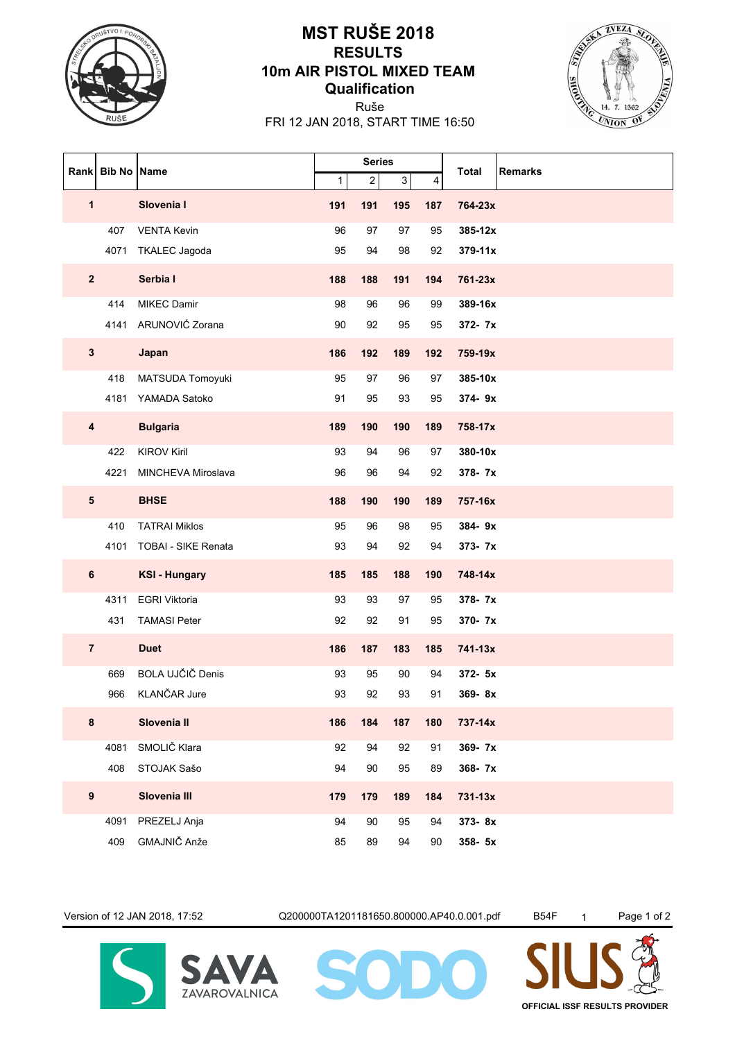# MST RUŠE 2018

## RESULTS

## 10m AIR PISTOL MIXED TEAM

## Qualification

Ruše

FRI 12 JAN 2018, START TIME 16:50

| Rank | Bib No | Name | Series 1 | Series 2 | Series 3 | Series 4 | Total | Remarks |
|---|---|---|---|---|---|---|---|---|
| **1** | | **Slovenia I** | **191** | **191** | **195** | **187** | **764-23x** | |
| | 407 | VENTA Kevin | 96 | 97 | 97 | 95 | **385-12x** | |
| | 4071 | TKALEC Jagoda | 95 | 94 | 98 | 92 | **379-11x** | |
| **2** | | **Serbia I** | **188** | **188** | **191** | **194** | **761-23x** | |
| | 414 | MIKEC Damir | 98 | 96 | 96 | 99 | **389-16x** | |
| | 4141 | ARUNOVIĆ Zorana | 90 | 92 | 95 | 95 | **372- 7x** | |
| **3** | | **Japan** | **186** | **192** | **189** | **192** | **759-19x** | |
| | 418 | MATSUDA Tomoyuki | 95 | 97 | 96 | 97 | **385-10x** | |
| | 4181 | YAMADA Satoko | 91 | 95 | 93 | 95 | **374- 9x** | |
| **4** | | **Bulgaria** | **189** | **190** | **190** | **189** | **758-17x** | |
| | 422 | KIROV Kiril | 93 | 94 | 96 | 97 | **380-10x** | |
| | 4221 | MINCHEVA Miroslava | 96 | 96 | 94 | 92 | **378- 7x** | |
| **5** | | **BHSE** | **188** | **190** | **190** | **189** | **757-16x** | |
| | 410 | TATRAI Miklos | 95 | 96 | 98 | 95 | **384- 9x** | |
| | 4101 | TOBAI - SIKE Renata | 93 | 94 | 92 | 94 | **373- 7x** | |
| **6** | | **KSI - Hungary** | **185** | **185** | **188** | **190** | **748-14x** | |
| | 4311 | EGRI Viktoria | 93 | 93 | 97 | 95 | **378- 7x** | |
| | 431 | TAMASI Peter | 92 | 92 | 91 | 95 | **370- 7x** | |
| **7** | | **Duet** | **186** | **187** | **183** | **185** | **741-13x** | |
| | 669 | BOLA UJČIČ Denis | 93 | 95 | 90 | 94 | **372- 5x** | |
| | 966 | KLANČAR Jure | 93 | 92 | 93 | 91 | **369- 8x** | |
| **8** | | **Slovenia II** | **186** | **184** | **187** | **180** | **737-14x** | |
| | 4081 | SMOLIČ Klara | 92 | 94 | 92 | 91 | **369- 7x** | |
| | 408 | STOJAK Sašo | 94 | 90 | 95 | 89 | **368- 7x** | |
| **9** | | **Slovenia III** | **179** | **179** | **189** | **184** | **731-13x** | |
| | 4091 | PREZELJ Anja | 94 | 90 | 95 | 94 | **373- 8x** | |
| | 409 | GMAJNIČ Anže | 85 | 89 | 94 | 90 | **358- 5x** | |

Version of 12 JAN 2018, 17:52 Q200000TA1201181650.800000.AP40.0.001.pdf B54F 1

OFFICIAL ISSF RESULTS PROVIDER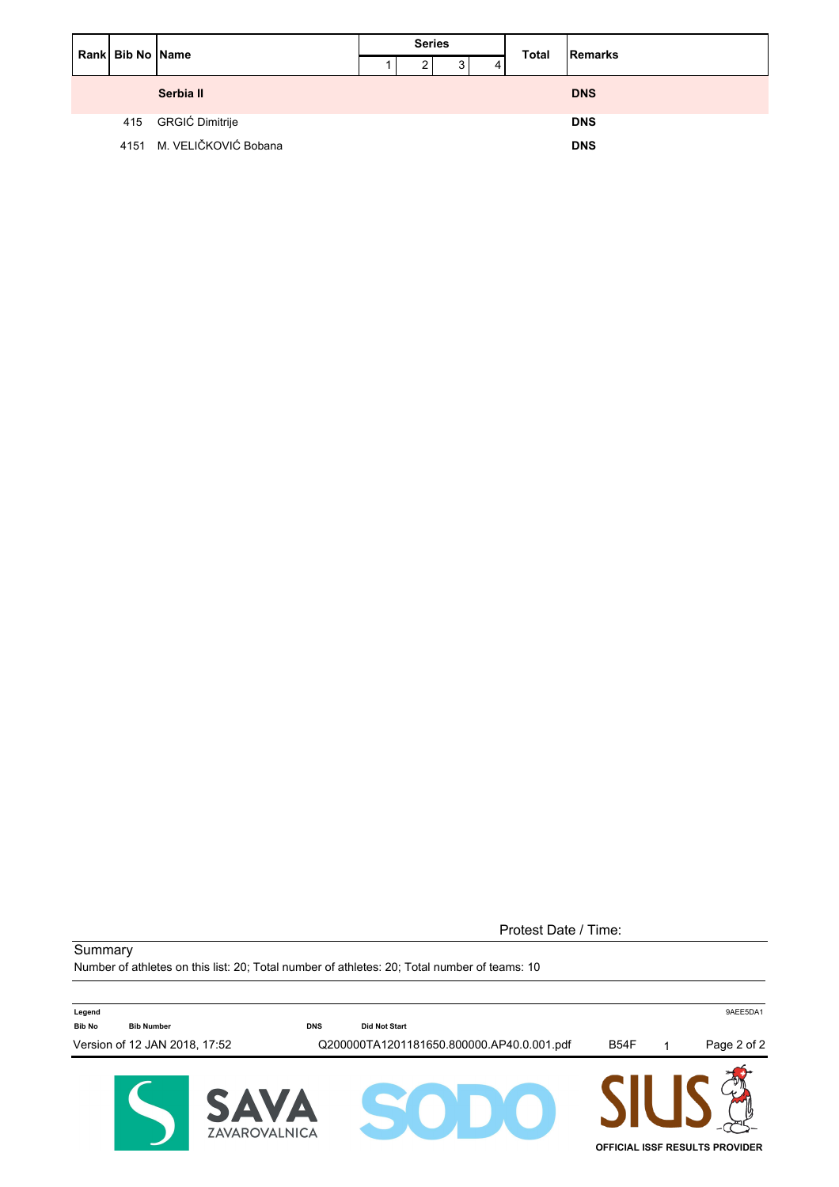| Rank | Bib No | Name | Series | | | | Total | Remarks |
|---|---|---|---|---|---|---|---|---|
| | | | 1 | 2 | 3 | 4 | | |
| | | **Serbia II** | | | | | | **DNS** |
| | 415 | GRGIĆ Dimitrije | | | | | | **DNS** |
| | 4151 | M. VELIČKOVIĆ Bobana | | | | | | **DNS** |

Protest Date / Time:

Summary

Number of athletes on this list: 20; Total number of athletes: 20; Total number of teams: 10

**Legend**

| | | | |
|---|---|---|---|
| **Bib No** | **Bib Number** | **DNS** | **Did Not Start** |

9AEE5DA1

Version of 12 JAN 2018, 17:52 Q200000TA1201181650.800000.AP40.0.001.pdf B54F 1

SAVA ZAVAROVALNICA SODO SIUS

OFFICIAL ISSF RESULTS PROVIDER